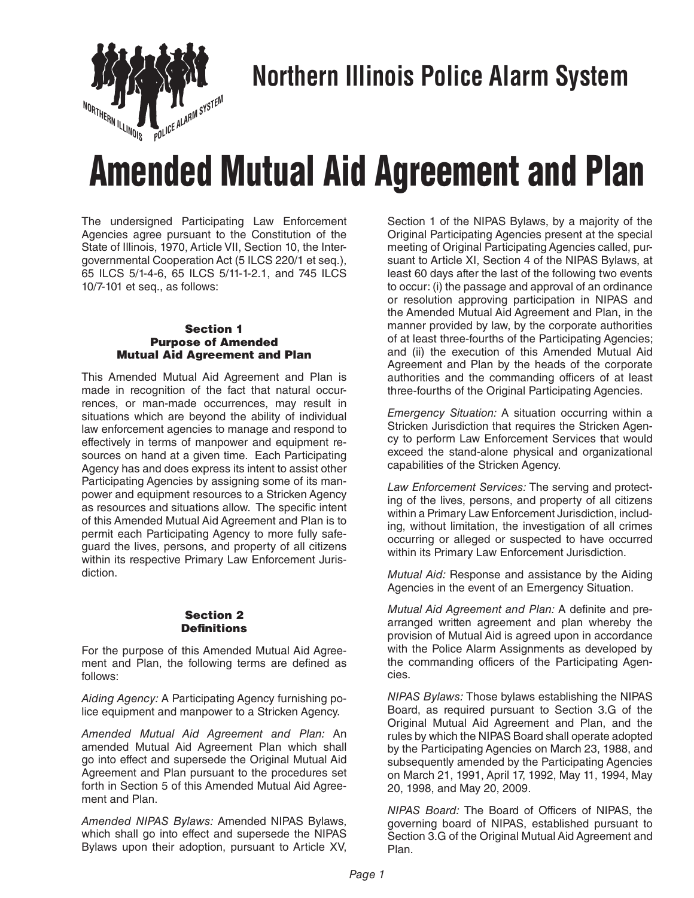# Northern Illinois Police Alarm System

# Amended Mutual Aid Agreement and Plan

The undersigned Participating Law Enforcement Agencies agree pursuant to the Constitution of the State of Illinois, 1970, Article VII, Section 10, the Intergovernmental Cooperation Act (5 ILCS 220/1 et seq.), 65 ILCS 5/1-4-6, 65 ILCS 5/11-1-2.1, and 745 ILCS 10/7-101 et seq., as follows:

## Section 1
## Purpose of Amended Mutual Aid Agreement and Plan

This Amended Mutual Aid Agreement and Plan is made in recognition of the fact that natural occurrences, or man-made occurrences, may result in situations which are beyond the ability of individual law enforcement agencies to manage and respond to effectively in terms of manpower and equipment resources on hand at a given time. Each Participating Agency has and does express its intent to assist other Participating Agencies by assigning some of its manpower and equipment resources to a Stricken Agency as resources and situations allow. The specific intent of this Amended Mutual Aid Agreement and Plan is to permit each Participating Agency to more fully safeguard the lives, persons, and property of all citizens within its respective Primary Law Enforcement Jurisdiction.

## Section 2
## Definitions

For the purpose of this Amended Mutual Aid Agreement and Plan, the following terms are defined as follows:

*Aiding Agency:* A Participating Agency furnishing police equipment and manpower to a Stricken Agency.

*Amended Mutual Aid Agreement and Plan:* An amended Mutual Aid Agreement Plan which shall go into effect and supersede the Original Mutual Aid Agreement and Plan pursuant to the procedures set forth in Section 5 of this Amended Mutual Aid Agreement and Plan.

*Amended NIPAS Bylaws:* Amended NIPAS Bylaws, which shall go into effect and supersede the NIPAS Bylaws upon their adoption, pursuant to Article XV, Section 1 of the NIPAS Bylaws, by a majority of the Original Participating Agencies present at the special meeting of Original Participating Agencies called, pursuant to Article XI, Section 4 of the NIPAS Bylaws, at least 60 days after the last of the following two events to occur: (i) the passage and approval of an ordinance or resolution approving participation in NIPAS and the Amended Mutual Aid Agreement and Plan, in the manner provided by law, by the corporate authorities of at least three-fourths of the Participating Agencies; and (ii) the execution of this Amended Mutual Aid Agreement and Plan by the heads of the corporate authorities and the commanding officers of at least three-fourths of the Original Participating Agencies.

*Emergency Situation:* A situation occurring within a Stricken Jurisdiction that requires the Stricken Agency to perform Law Enforcement Services that would exceed the stand-alone physical and organizational capabilities of the Stricken Agency.

*Law Enforcement Services:* The serving and protecting of the lives, persons, and property of all citizens within a Primary Law Enforcement Jurisdiction, including, without limitation, the investigation of all crimes occurring or alleged or suspected to have occurred within its Primary Law Enforcement Jurisdiction.

*Mutual Aid:* Response and assistance by the Aiding Agencies in the event of an Emergency Situation.

*Mutual Aid Agreement and Plan:* A definite and prearranged written agreement and plan whereby the provision of Mutual Aid is agreed upon in accordance with the Police Alarm Assignments as developed by the commanding officers of the Participating Agencies.

*NIPAS Bylaws:* Those bylaws establishing the NIPAS Board, as required pursuant to Section 3.G of the Original Mutual Aid Agreement and Plan, and the rules by which the NIPAS Board shall operate adopted by the Participating Agencies on March 23, 1988, and subsequently amended by the Participating Agencies on March 21, 1991, April 17, 1992, May 11, 1994, May 20, 1998, and May 20, 2009.

*NIPAS Board:* The Board of Officers of NIPAS, the governing board of NIPAS, established pursuant to Section 3.G of the Original Mutual Aid Agreement and Plan.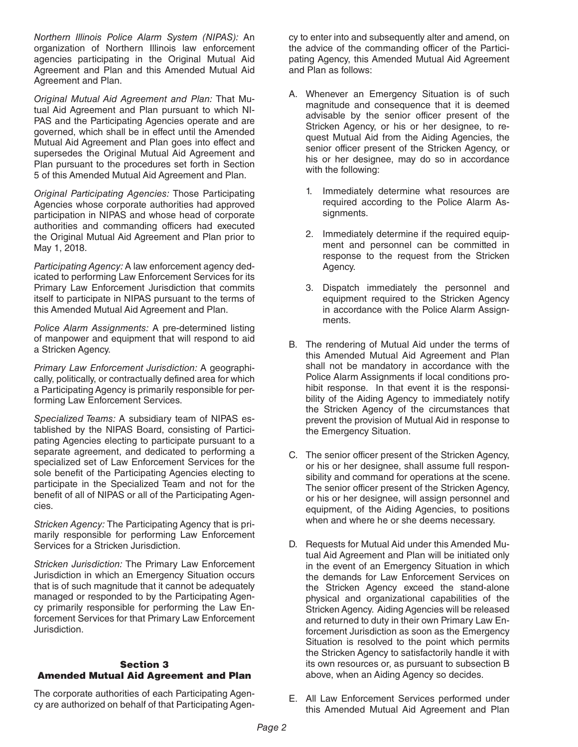*Northern Illinois Police Alarm System (NIPAS):* An organization of Northern Illinois law enforcement agencies participating in the Original Mutual Aid Agreement and Plan and this Amended Mutual Aid Agreement and Plan.

*Original Mutual Aid Agreement and Plan:* That Mutual Aid Agreement and Plan pursuant to which NIPAS and the Participating Agencies operate and are governed, which shall be in effect until the Amended Mutual Aid Agreement and Plan goes into effect and supersedes the Original Mutual Aid Agreement and Plan pursuant to the procedures set forth in Section 5 of this Amended Mutual Aid Agreement and Plan.

*Original Participating Agencies:* Those Participating Agencies whose corporate authorities had approved participation in NIPAS and whose head of corporate authorities and commanding officers had executed the Original Mutual Aid Agreement and Plan prior to May 1, 2018.

*Participating Agency:* A law enforcement agency dedicated to performing Law Enforcement Services for its Primary Law Enforcement Jurisdiction that commits itself to participate in NIPAS pursuant to the terms of this Amended Mutual Aid Agreement and Plan.

*Police Alarm Assignments:* A pre-determined listing of manpower and equipment that will respond to aid a Stricken Agency.

*Primary Law Enforcement Jurisdiction:* A geographically, politically, or contractually defined area for which a Participating Agency is primarily responsible for performing Law Enforcement Services.

*Specialized Teams:* A subsidiary team of NIPAS established by the NIPAS Board, consisting of Participating Agencies electing to participate pursuant to a separate agreement, and dedicated to performing a specialized set of Law Enforcement Services for the sole benefit of the Participating Agencies electing to participate in the Specialized Team and not for the benefit of all of NIPAS or all of the Participating Agencies.

*Stricken Agency:* The Participating Agency that is primarily responsible for performing Law Enforcement Services for a Stricken Jurisdiction.

*Stricken Jurisdiction:* The Primary Law Enforcement Jurisdiction in which an Emergency Situation occurs that is of such magnitude that it cannot be adequately managed or responded to by the Participating Agency primarily responsible for performing the Law Enforcement Services for that Primary Law Enforcement Jurisdiction.

## Section 3
## Amended Mutual Aid Agreement and Plan

The corporate authorities of each Participating Agency are authorized on behalf of that Participating Agency to enter into and subsequently alter and amend, on the advice of the commanding officer of the Participating Agency, this Amended Mutual Aid Agreement and Plan as follows:

A. Whenever an Emergency Situation is of such magnitude and consequence that it is deemed advisable by the senior officer present of the Stricken Agency, or his or her designee, to request Mutual Aid from the Aiding Agencies, the senior officer present of the Stricken Agency, or his or her designee, may do so in accordance with the following:

   1. Immediately determine what resources are required according to the Police Alarm Assignments.

   2. Immediately determine if the required equipment and personnel can be committed in response to the request from the Stricken Agency.

   3. Dispatch immediately the personnel and equipment required to the Stricken Agency in accordance with the Police Alarm Assignments.

B. The rendering of Mutual Aid under the terms of this Amended Mutual Aid Agreement and Plan shall not be mandatory in accordance with the Police Alarm Assignments if local conditions prohibit response. In that event it is the responsibility of the Aiding Agency to immediately notify the Stricken Agency of the circumstances that prevent the provision of Mutual Aid in response to the Emergency Situation.

C. The senior officer present of the Stricken Agency, or his or her designee, shall assume full responsibility and command for operations at the scene. The senior officer present of the Stricken Agency, or his or her designee, will assign personnel and equipment, of the Aiding Agencies, to positions when and where he or she deems necessary.

D. Requests for Mutual Aid under this Amended Mutual Aid Agreement and Plan will be initiated only in the event of an Emergency Situation in which the demands for Law Enforcement Services on the Stricken Agency exceed the stand-alone physical and organizational capabilities of the Stricken Agency. Aiding Agencies will be released and returned to duty in their own Primary Law Enforcement Jurisdiction as soon as the Emergency Situation is resolved to the point which permits the Stricken Agency to satisfactorily handle it with its own resources or, as pursuant to subsection B above, when an Aiding Agency so decides.

E. All Law Enforcement Services performed under this Amended Mutual Aid Agreement and Plan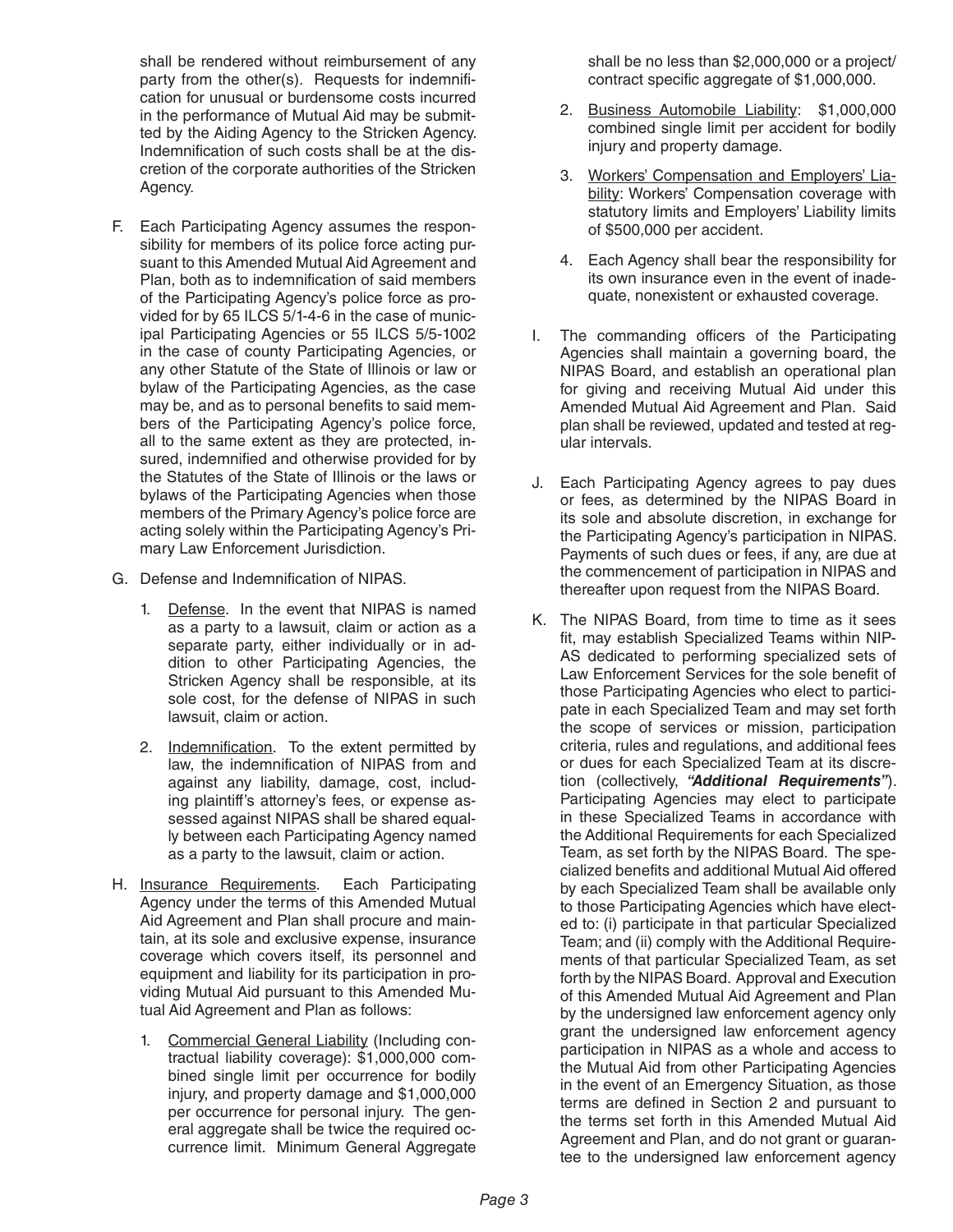shall be rendered without reimbursement of any party from the other(s). Requests for indemnification for unusual or burdensome costs incurred in the performance of Mutual Aid may be submitted by the Aiding Agency to the Stricken Agency. Indemnification of such costs shall be at the discretion of the corporate authorities of the Stricken Agency.

F. Each Participating Agency assumes the responsibility for members of its police force acting pursuant to this Amended Mutual Aid Agreement and Plan, both as to indemnification of said members of the Participating Agency's police force as provided for by 65 ILCS 5/1-4-6 in the case of municipal Participating Agencies or 55 ILCS 5/5-1002 in the case of county Participating Agencies, or any other Statute of the State of Illinois or law or bylaw of the Participating Agencies, as the case may be, and as to personal benefits to said members of the Participating Agency's police force, all to the same extent as they are protected, insured, indemnified and otherwise provided for by the Statutes of the State of Illinois or the laws or bylaws of the Participating Agencies when those members of the Primary Agency's police force are acting solely within the Participating Agency's Primary Law Enforcement Jurisdiction.

G. Defense and Indemnification of NIPAS.

   1. Defense. In the event that NIPAS is named as a party to a lawsuit, claim or action as a separate party, either individually or in addition to other Participating Agencies, the Stricken Agency shall be responsible, at its sole cost, for the defense of NIPAS in such lawsuit, claim or action.

   2. Indemnification. To the extent permitted by law, the indemnification of NIPAS from and against any liability, damage, cost, including plaintiff's attorney's fees, or expense assessed against NIPAS shall be shared equally between each Participating Agency named as a party to the lawsuit, claim or action.

H. Insurance Requirements. Each Participating Agency under the terms of this Amended Mutual Aid Agreement and Plan shall procure and maintain, at its sole and exclusive expense, insurance coverage which covers itself, its personnel and equipment and liability for its participation in providing Mutual Aid pursuant to this Amended Mutual Aid Agreement and Plan as follows:

   1. Commercial General Liability (Including contractual liability coverage): $1,000,000 combined single limit per occurrence for bodily injury, and property damage and $1,000,000 per occurrence for personal injury. The general aggregate shall be twice the required occurrence limit. Minimum General Aggregate shall be no less than $2,000,000 or a project/contract specific aggregate of $1,000,000.

   2. Business Automobile Liability: $1,000,000 combined single limit per accident for bodily injury and property damage.

   3. Workers' Compensation and Employers' Liability: Workers' Compensation coverage with statutory limits and Employers' Liability limits of $500,000 per accident.

   4. Each Agency shall bear the responsibility for its own insurance even in the event of inadequate, nonexistent or exhausted coverage.

I. The commanding officers of the Participating Agencies shall maintain a governing board, the NIPAS Board, and establish an operational plan for giving and receiving Mutual Aid under this Amended Mutual Aid Agreement and Plan. Said plan shall be reviewed, updated and tested at regular intervals.

J. Each Participating Agency agrees to pay dues or fees, as determined by the NIPAS Board in its sole and absolute discretion, in exchange for the Participating Agency's participation in NIPAS. Payments of such dues or fees, if any, are due at the commencement of participation in NIPAS and thereafter upon request from the NIPAS Board.

K. The NIPAS Board, from time to time as it sees fit, may establish Specialized Teams within NIPAS dedicated to performing specialized sets of Law Enforcement Services for the sole benefit of those Participating Agencies who elect to participate in each Specialized Team and may set forth the scope of services or mission, participation criteria, rules and regulations, and additional fees or dues for each Specialized Team at its discretion (collectively, ***"Additional Requirements"***). Participating Agencies may elect to participate in these Specialized Teams in accordance with the Additional Requirements for each Specialized Team, as set forth by the NIPAS Board. The specialized benefits and additional Mutual Aid offered by each Specialized Team shall be available only to those Participating Agencies which have elected to: (i) participate in that particular Specialized Team; and (ii) comply with the Additional Requirements of that particular Specialized Team, as set forth by the NIPAS Board. Approval and Execution of this Amended Mutual Aid Agreement and Plan by the undersigned law enforcement agency only grant the undersigned law enforcement agency participation in NIPAS as a whole and access to the Mutual Aid from other Participating Agencies in the event of an Emergency Situation, as those terms are defined in Section 2 and pursuant to the terms set forth in this Amended Mutual Aid Agreement and Plan, and do not grant or guarantee to the undersigned law enforcement agency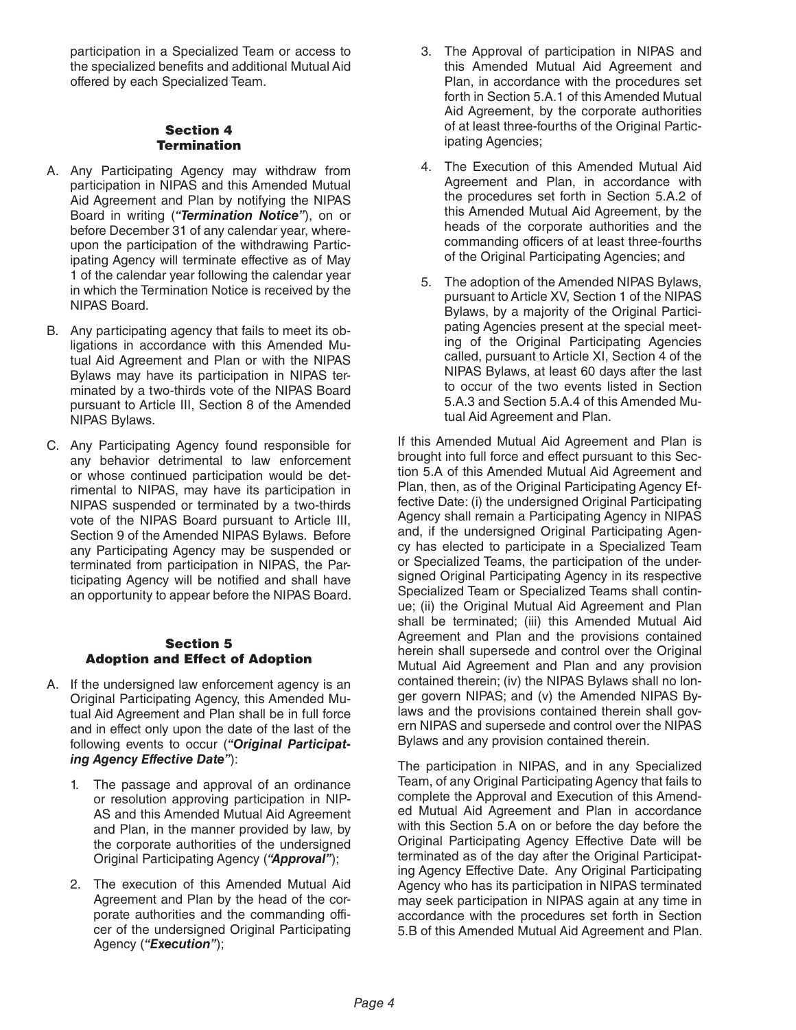participation in a Specialized Team or access to the specialized benefits and additional Mutual Aid offered by each Specialized Team.

## Section 4
## Termination

A. Any Participating Agency may withdraw from participation in NIPAS and this Amended Mutual Aid Agreement and Plan by notifying the NIPAS Board in writing (***"Termination Notice"***), on or before December 31 of any calendar year, whereupon the participation of the withdrawing Participating Agency will terminate effective as of May 1 of the calendar year following the calendar year in which the Termination Notice is received by the NIPAS Board.

B. Any participating agency that fails to meet its obligations in accordance with this Amended Mutual Aid Agreement and Plan or with the NIPAS Bylaws may have its participation in NIPAS terminated by a two-thirds vote of the NIPAS Board pursuant to Article III, Section 8 of the Amended NIPAS Bylaws.

C. Any Participating Agency found responsible for any behavior detrimental to law enforcement or whose continued participation would be detrimental to NIPAS, may have its participation in NIPAS suspended or terminated by a two-thirds vote of the NIPAS Board pursuant to Article III, Section 9 of the Amended NIPAS Bylaws. Before any Participating Agency may be suspended or terminated from participation in NIPAS, the Participating Agency will be notified and shall have an opportunity to appear before the NIPAS Board.

## Section 5
## Adoption and Effect of Adoption

A. If the undersigned law enforcement agency is an Original Participating Agency, this Amended Mutual Aid Agreement and Plan shall be in full force and in effect only upon the date of the last of the following events to occur (***"Original Participating Agency Effective Date"***):

   1. The passage and approval of an ordinance or resolution approving participation in NIPAS and this Amended Mutual Aid Agreement and Plan, in the manner provided by law, by the corporate authorities of the undersigned Original Participating Agency (***"Approval"***);

   2. The execution of this Amended Mutual Aid Agreement and Plan by the head of the corporate authorities and the commanding officer of the undersigned Original Participating Agency (***"Execution"***);

   3. The Approval of participation in NIPAS and this Amended Mutual Aid Agreement and Plan, in accordance with the procedures set forth in Section 5.A.1 of this Amended Mutual Aid Agreement, by the corporate authorities of at least three-fourths of the Original Participating Agencies;

   4. The Execution of this Amended Mutual Aid Agreement and Plan, in accordance with the procedures set forth in Section 5.A.2 of this Amended Mutual Aid Agreement, by the heads of the corporate authorities and the commanding officers of at least three-fourths of the Original Participating Agencies; and

   5. The adoption of the Amended NIPAS Bylaws, pursuant to Article XV, Section 1 of the NIPAS Bylaws, by a majority of the Original Participating Agencies present at the special meeting of the Original Participating Agencies called, pursuant to Article XI, Section 4 of the NIPAS Bylaws, at least 60 days after the last to occur of the two events listed in Section 5.A.3 and Section 5.A.4 of this Amended Mutual Aid Agreement and Plan.

If this Amended Mutual Aid Agreement and Plan is brought into full force and effect pursuant to this Section 5.A of this Amended Mutual Aid Agreement and Plan, then, as of the Original Participating Agency Effective Date: (i) the undersigned Original Participating Agency shall remain a Participating Agency in NIPAS and, if the undersigned Original Participating Agency has elected to participate in a Specialized Team or Specialized Teams, the participation of the undersigned Original Participating Agency in its respective Specialized Team or Specialized Teams shall continue; (ii) the Original Mutual Aid Agreement and Plan shall be terminated; (iii) this Amended Mutual Aid Agreement and Plan and the provisions contained herein shall supersede and control over the Original Mutual Aid Agreement and Plan and any provision contained therein; (iv) the NIPAS Bylaws shall no longer govern NIPAS; and (v) the Amended NIPAS Bylaws and the provisions contained therein shall govern NIPAS and supersede and control over the NIPAS Bylaws and any provision contained therein.

The participation in NIPAS, and in any Specialized Team, of any Original Participating Agency that fails to complete the Approval and Execution of this Amended Mutual Aid Agreement and Plan in accordance with this Section 5.A on or before the day before the Original Participating Agency Effective Date will be terminated as of the day after the Original Participating Agency Effective Date. Any Original Participating Agency who has its participation in NIPAS terminated may seek participation in NIPAS again at any time in accordance with the procedures set forth in Section 5.B of this Amended Mutual Aid Agreement and Plan.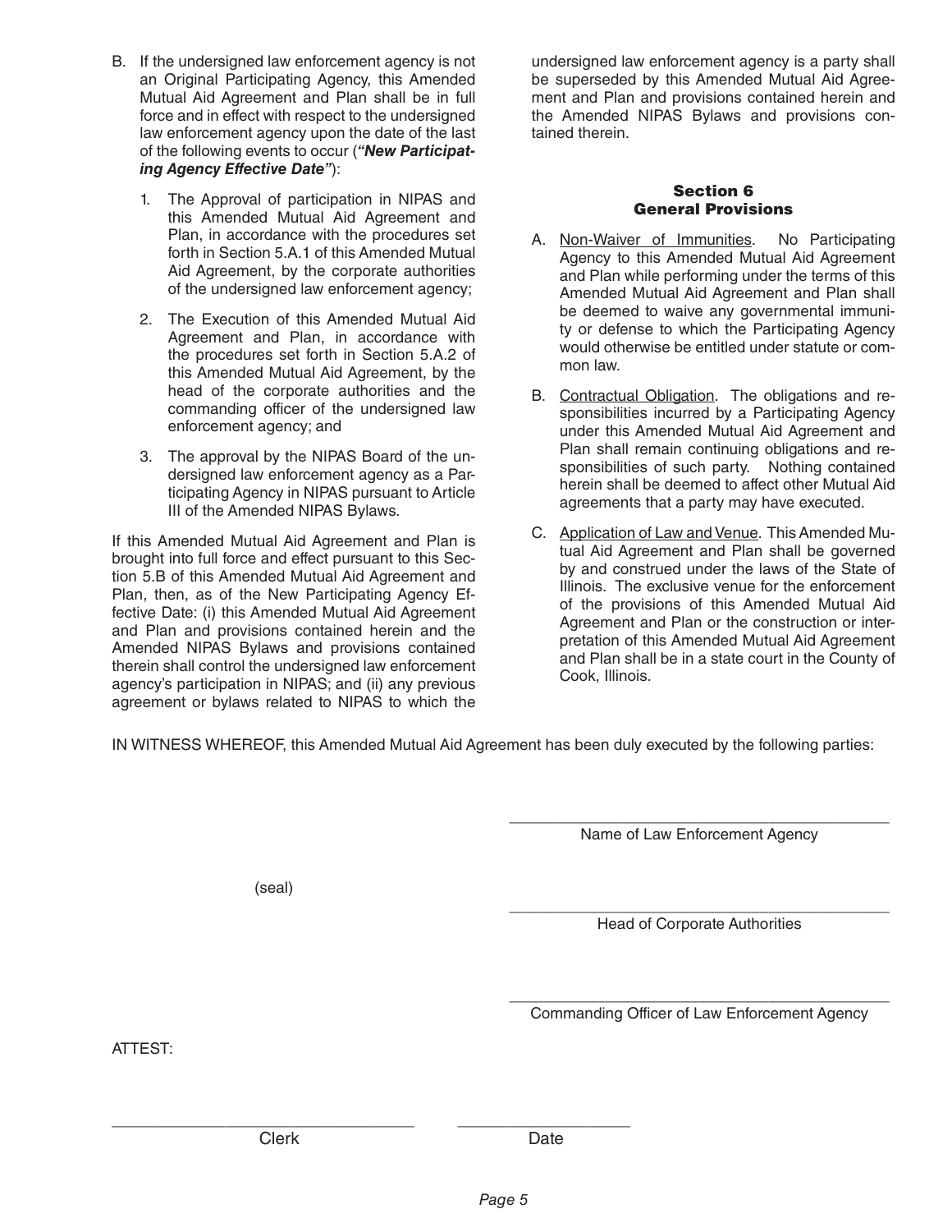B. If the undersigned law enforcement agency is not an Original Participating Agency, this Amended Mutual Aid Agreement and Plan shall be in full force and in effect with respect to the undersigned law enforcement agency upon the date of the last of the following events to occur (***"New Participating Agency Effective Date"***):

   1. The Approval of participation in NIPAS and this Amended Mutual Aid Agreement and Plan, in accordance with the procedures set forth in Section 5.A.1 of this Amended Mutual Aid Agreement, by the corporate authorities of the undersigned law enforcement agency;

   2. The Execution of this Amended Mutual Aid Agreement and Plan, in accordance with the procedures set forth in Section 5.A.2 of this Amended Mutual Aid Agreement, by the head of the corporate authorities and the commanding officer of the undersigned law enforcement agency; and

   3. The approval by the NIPAS Board of the undersigned law enforcement agency as a Participating Agency in NIPAS pursuant to Article III of the Amended NIPAS Bylaws.

If this Amended Mutual Aid Agreement and Plan is brought into full force and effect pursuant to this Section 5.B of this Amended Mutual Aid Agreement and Plan, then, as of the New Participating Agency Effective Date: (i) this Amended Mutual Aid Agreement and Plan and provisions contained herein and the Amended NIPAS Bylaws and provisions contained therein shall control the undersigned law enforcement agency's participation in NIPAS; and (ii) any previous agreement or bylaws related to NIPAS to which the undersigned law enforcement agency is a party shall be superseded by this Amended Mutual Aid Agreement and Plan and provisions contained herein and the Amended NIPAS Bylaws and provisions contained therein.

## Section 6
## General Provisions

A. Non-Waiver of Immunities. No Participating Agency to this Amended Mutual Aid Agreement and Plan while performing under the terms of this Amended Mutual Aid Agreement and Plan shall be deemed to waive any governmental immunity or defense to which the Participating Agency would otherwise be entitled under statute or common law.

B. Contractual Obligation. The obligations and responsibilities incurred by a Participating Agency under this Amended Mutual Aid Agreement and Plan shall remain continuing obligations and responsibilities of such party. Nothing contained herein shall be deemed to affect other Mutual Aid agreements that a party may have executed.

C. Application of Law and Venue. This Amended Mutual Aid Agreement and Plan shall be governed by and construed under the laws of the State of Illinois. The exclusive venue for the enforcement of the provisions of this Amended Mutual Aid Agreement and Plan or the construction or interpretation of this Amended Mutual Aid Agreement and Plan shall be in a state court in the County of Cook, Illinois.

IN WITNESS WHEREOF, this Amended Mutual Aid Agreement has been duly executed by the following parties:

\_\_\_\_\_\_\_\_\_\_\_\_\_\_\_\_\_\_\_\_\_\_\_\_\_\_\_\_\_\_\_\_\_\_\_\_\_\_\_\_
Name of Law Enforcement Agency

(seal)

\_\_\_\_\_\_\_\_\_\_\_\_\_\_\_\_\_\_\_\_\_\_\_\_\_\_\_\_\_\_\_\_\_\_\_\_\_\_\_\_
Head of Corporate Authorities

\_\_\_\_\_\_\_\_\_\_\_\_\_\_\_\_\_\_\_\_\_\_\_\_\_\_\_\_\_\_\_\_\_\_\_\_\_\_\_\_
Commanding Officer of Law Enforcement Agency

ATTEST:

\_\_\_\_\_\_\_\_\_\_\_\_\_\_\_\_\_\_\_\_\_\_\_\_\_\_\_\_\_\_\_\_ \_\_\_\_\_\_\_\_\_\_\_\_\_\_\_\_\_\_\_\_
Clerk Date